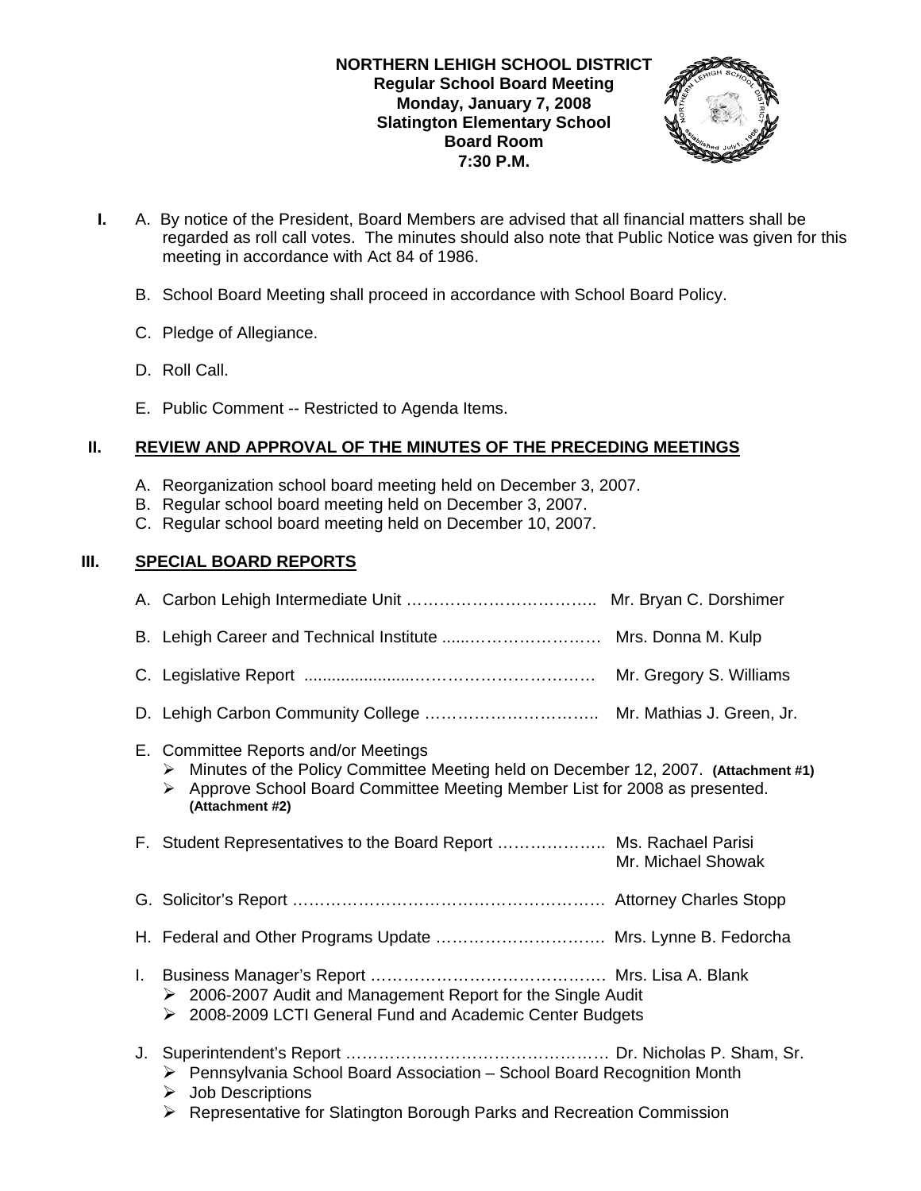**NORTHERN LEHIGH SCHOOL DISTRICT**
**Regular School Board Meeting**
**Monday, January 7, 2008**
**Slatington Elementary School**
**Board Room**
**7:30 P.M.**

**I.** A. By notice of the President, Board Members are advised that all financial matters shall be regarded as roll call votes. The minutes should also note that Public Notice was given for this meeting in accordance with Act 84 of 1986.

B. School Board Meeting shall proceed in accordance with School Board Policy.

C. Pledge of Allegiance.

D. Roll Call.

E. Public Comment -- Restricted to Agenda Items.

## II. REVIEW AND APPROVAL OF THE MINUTES OF THE PRECEDING MEETINGS

A. Reorganization school board meeting held on December 3, 2007.
B. Regular school board meeting held on December 3, 2007.
C. Regular school board meeting held on December 10, 2007.

## III. SPECIAL BOARD REPORTS

A. Carbon Lehigh Intermediate Unit …………………………….. Mr. Bryan C. Dorshimer

B. Lehigh Career and Technical Institute ......………………… Mrs. Donna M. Kulp

C. Legislative Report ......................…………………………… Mr. Gregory S. Williams

D. Lehigh Carbon Community College ………………………….. Mr. Mathias J. Green, Jr.

E. Committee Reports and/or Meetings
- Minutes of the Policy Committee Meeting held on December 12, 2007. **(Attachment #1)**
- Approve School Board Committee Meeting Member List for 2008 as presented. **(Attachment #2)**

F. Student Representatives to the Board Report ……………….. Ms. Rachael Parisi
Mr. Michael Showak

G. Solicitor's Report ………………………………………………… Attorney Charles Stopp

H. Federal and Other Programs Update …………………………. Mrs. Lynne B. Fedorcha

I. Business Manager's Report …………………………………… Mrs. Lisa A. Blank
- 2006-2007 Audit and Management Report for the Single Audit
- 2008-2009 LCTI General Fund and Academic Center Budgets

J. Superintendent's Report ………………………………………… Dr. Nicholas P. Sham, Sr.
- Pennsylvania School Board Association – School Board Recognition Month
- Job Descriptions
- Representative for Slatington Borough Parks and Recreation Commission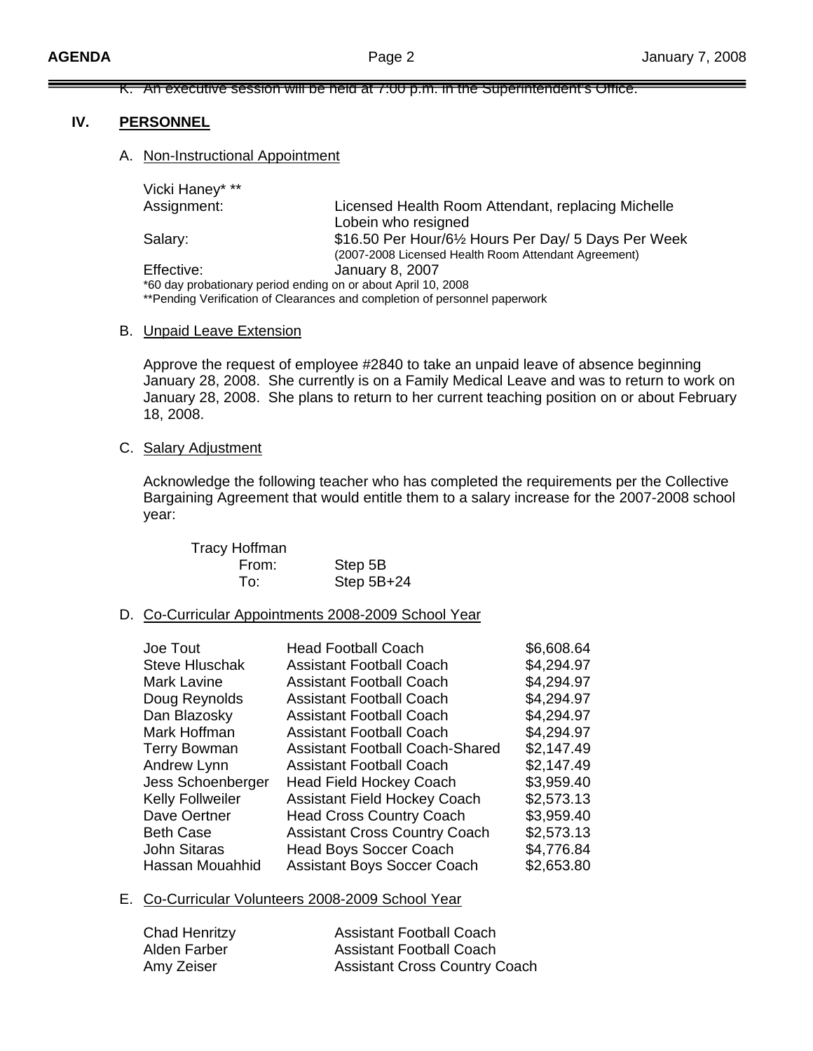K. An executive session will be held at 7:00 p.m. in the Superintendent's Office.

## IV. PERSONNEL

### A. Non-Instructional Appointment

Vicki Haney* **

| | |
|---|---|
| Assignment: | Licensed Health Room Attendant, replacing Michelle Lobein who resigned |
| Salary: | \$16.50 Per Hour/6½ Hours Per Day/ 5 Days Per Week (2007-2008 Licensed Health Room Attendant Agreement) |
| Effective: | January 8, 2007 |

*60 day probationary period ending on or about April 10, 2008
**Pending Verification of Clearances and completion of personnel paperwork

### B. Unpaid Leave Extension

Approve the request of employee #2840 to take an unpaid leave of absence beginning January 28, 2008. She currently is on a Family Medical Leave and was to return to work on January 28, 2008. She plans to return to her current teaching position on or about February 18, 2008.

### C. Salary Adjustment

Acknowledge the following teacher who has completed the requirements per the Collective Bargaining Agreement that would entitle them to a salary increase for the 2007-2008 school year:

Tracy Hoffman
From: Step 5B
To: Step 5B+24

### D. Co-Curricular Appointments 2008-2009 School Year

| | | |
|---|---|---|
| Joe Tout | Head Football Coach | \$6,608.64 |
| Steve Hluschak | Assistant Football Coach | \$4,294.97 |
| Mark Lavine | Assistant Football Coach | \$4,294.97 |
| Doug Reynolds | Assistant Football Coach | \$4,294.97 |
| Dan Blazosky | Assistant Football Coach | \$4,294.97 |
| Mark Hoffman | Assistant Football Coach | \$4,294.97 |
| Terry Bowman | Assistant Football Coach-Shared | \$2,147.49 |
| Andrew Lynn | Assistant Football Coach | \$2,147.49 |
| Jess Schoenberger | Head Field Hockey Coach | \$3,959.40 |
| Kelly Follweiler | Assistant Field Hockey Coach | \$2,573.13 |
| Dave Oertner | Head Cross Country Coach | \$3,959.40 |
| Beth Case | Assistant Cross Country Coach | \$2,573.13 |
| John Sitaras | Head Boys Soccer Coach | \$4,776.84 |
| Hassan Mouahhid | Assistant Boys Soccer Coach | \$2,653.80 |

### E. Co-Curricular Volunteers 2008-2009 School Year

| | |
|---|---|
| Chad Henritzy | Assistant Football Coach |
| Alden Farber | Assistant Football Coach |
| Amy Zeiser | Assistant Cross Country Coach |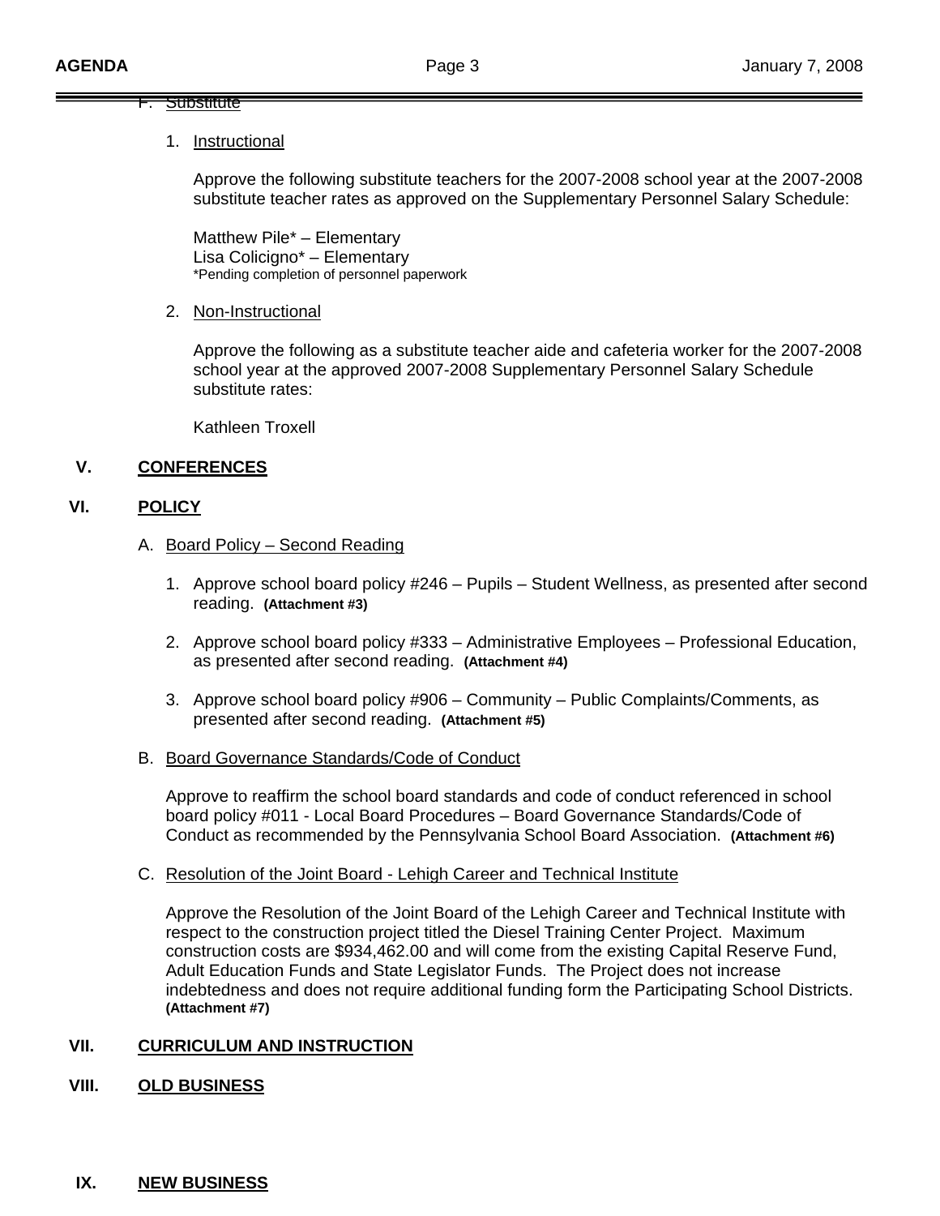F. Substitute

1. Instructional

   Approve the following substitute teachers for the 2007-2008 school year at the 2007-2008 substitute teacher rates as approved on the Supplementary Personnel Salary Schedule:

   Matthew Pile* – Elementary
   Lisa Colicigno* – Elementary
   *Pending completion of personnel paperwork

2. Non-Instructional

   Approve the following as a substitute teacher aide and cafeteria worker for the 2007-2008 school year at the approved 2007-2008 Supplementary Personnel Salary Schedule substitute rates:

   Kathleen Troxell

## V. CONFERENCES

## VI. POLICY

A. Board Policy – Second Reading

1. Approve school board policy #246 – Pupils – Student Wellness, as presented after second reading. **(Attachment #3)**

2. Approve school board policy #333 – Administrative Employees – Professional Education, as presented after second reading. **(Attachment #4)**

3. Approve school board policy #906 – Community – Public Complaints/Comments, as presented after second reading. **(Attachment #5)**

B. Board Governance Standards/Code of Conduct

Approve to reaffirm the school board standards and code of conduct referenced in school board policy #011 - Local Board Procedures – Board Governance Standards/Code of Conduct as recommended by the Pennsylvania School Board Association. **(Attachment #6)**

C. Resolution of the Joint Board - Lehigh Career and Technical Institute

Approve the Resolution of the Joint Board of the Lehigh Career and Technical Institute with respect to the construction project titled the Diesel Training Center Project. Maximum construction costs are $934,462.00 and will come from the existing Capital Reserve Fund, Adult Education Funds and State Legislator Funds. The Project does not increase indebtedness and does not require additional funding form the Participating School Districts. **(Attachment #7)**

## VII. CURRICULUM AND INSTRUCTION

## VIII. OLD BUSINESS

## IX. NEW BUSINESS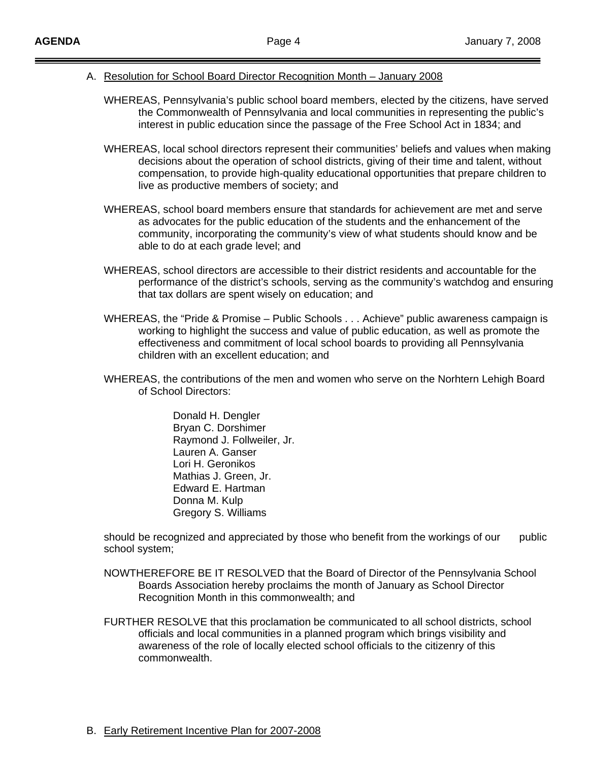A. Resolution for School Board Director Recognition Month – January 2008

WHEREAS, Pennsylvania's public school board members, elected by the citizens, have served the Commonwealth of Pennsylvania and local communities in representing the public's interest in public education since the passage of the Free School Act in 1834; and

WHEREAS, local school directors represent their communities' beliefs and values when making decisions about the operation of school districts, giving of their time and talent, without compensation, to provide high-quality educational opportunities that prepare children to live as productive members of society; and

WHEREAS, school board members ensure that standards for achievement are met and serve as advocates for the public education of the students and the enhancement of the community, incorporating the community's view of what students should know and be able to do at each grade level; and

WHEREAS, school directors are accessible to their district residents and accountable for the performance of the district's schools, serving as the community's watchdog and ensuring that tax dollars are spent wisely on education; and

WHEREAS, the "Pride & Promise – Public Schools . . . Achieve" public awareness campaign is working to highlight the success and value of public education, as well as promote the effectiveness and commitment of local school boards to providing all Pennsylvania children with an excellent education; and

WHEREAS, the contributions of the men and women who serve on the Norhtern Lehigh Board of School Directors:

Donald H. Dengler
Bryan C. Dorshimer
Raymond J. Follweiler, Jr.
Lauren A. Ganser
Lori H. Geronikos
Mathias J. Green, Jr.
Edward E. Hartman
Donna M. Kulp
Gregory S. Williams

should be recognized and appreciated by those who benefit from the workings of our public school system;

NOWTHEREFORE BE IT RESOLVED that the Board of Director of the Pennsylvania School Boards Association hereby proclaims the month of January as School Director Recognition Month in this commonwealth; and

FURTHER RESOLVE that this proclamation be communicated to all school districts, school officials and local communities in a planned program which brings visibility and awareness of the role of locally elected school officials to the citizenry of this commonwealth.

B. Early Retirement Incentive Plan for 2007-2008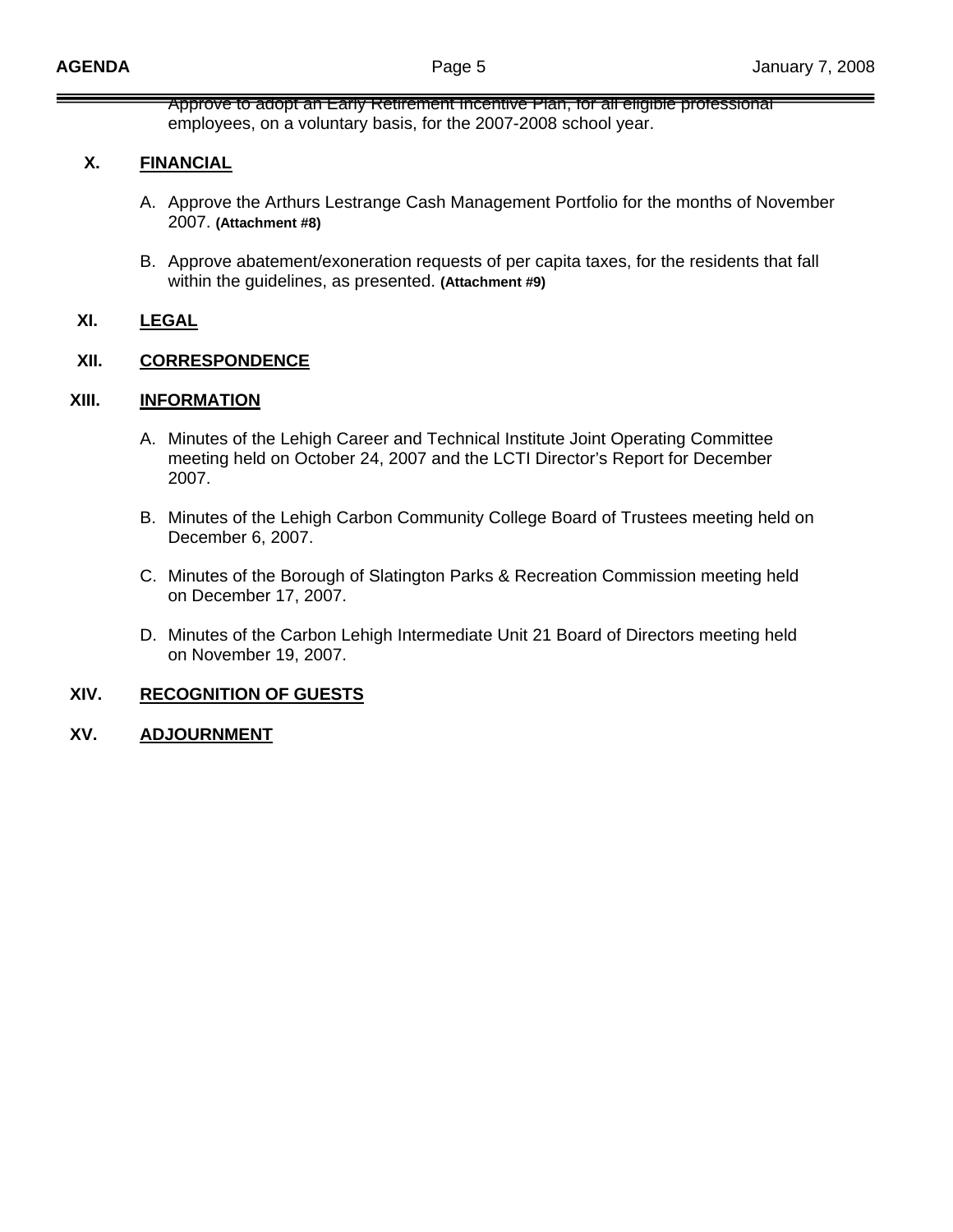Approve to adopt an Early Retirement Incentive Plan, for all eligible professional employees, on a voluntary basis, for the 2007-2008 school year.

## X. FINANCIAL

A. Approve the Arthurs Lestrange Cash Management Portfolio for the months of November 2007. **(Attachment #8)**

B. Approve abatement/exoneration requests of per capita taxes, for the residents that fall within the guidelines, as presented. **(Attachment #9)**

## XI. LEGAL

## XII. CORRESPONDENCE

## XIII. INFORMATION

A. Minutes of the Lehigh Career and Technical Institute Joint Operating Committee meeting held on October 24, 2007 and the LCTI Director's Report for December 2007.

B. Minutes of the Lehigh Carbon Community College Board of Trustees meeting held on December 6, 2007.

C. Minutes of the Borough of Slatington Parks & Recreation Commission meeting held on December 17, 2007.

D. Minutes of the Carbon Lehigh Intermediate Unit 21 Board of Directors meeting held on November 19, 2007.

## XIV. RECOGNITION OF GUESTS

## XV. ADJOURNMENT